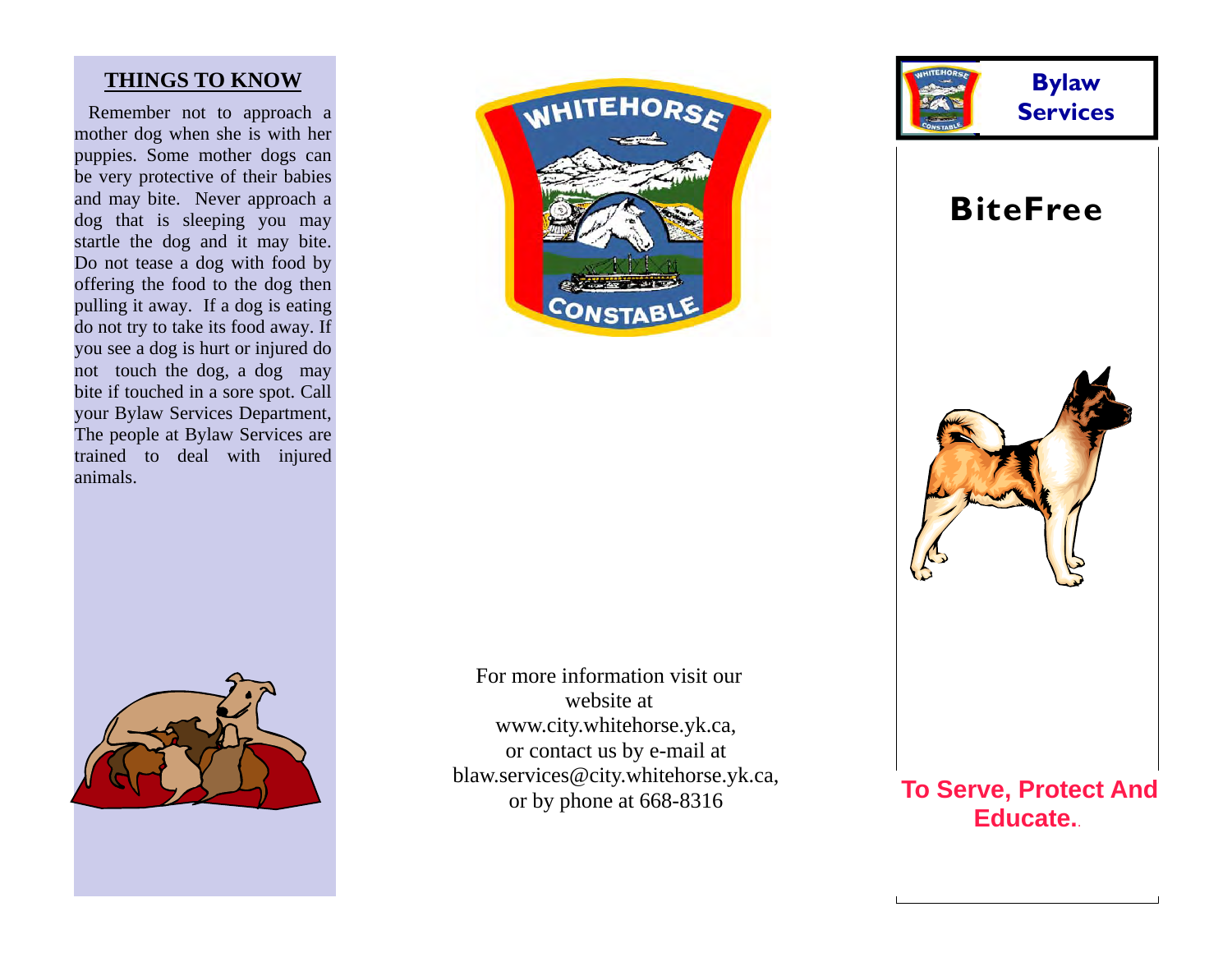## THINGS TO KNOW

Remember not to approach a mother dog when she is with her puppies. Some mother dogs can be very protective of their babies and may bite. Never approach a dog that is sleeping you may startle the dog and it may bite. Do not tease a dog with food by offering the food to the dog then pulling it away. If a dog is eating do not try to take its food away. If you see a dog is hurt or injured do not touch the dog, a dog may bite if touched in a sore spot. Call your Bylaw Services Department, The people at Bylaw Services are trained to deal with injured animals.

For more information visit our website at www.city.whitehorse.yk.ca, or contact us by e-mail at blaw.services@city.whitehorse.yk.ca, or by phone at 668-8316

**Bylaw Services**

# BiteFree

**To Serve, Protect And Educate.**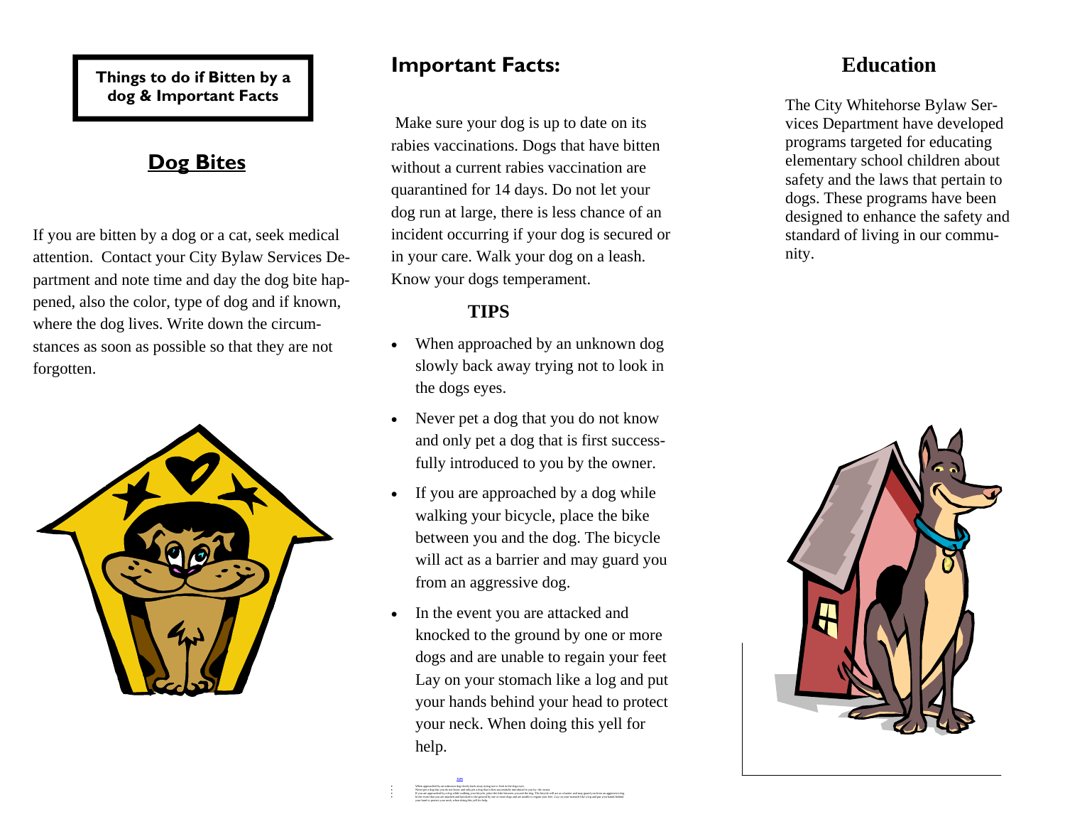**Things to do if Bitten by a dog & Important Facts**

## Dog Bites

If you are bitten by a dog or a cat, seek medical attention. Contact your City Bylaw Services Department and note time and day the dog bite happened, also the color, type of dog and if known, where the dog lives. Write down the circumstances as soon as possible so that they are not forgotten.

## Important Facts:

Make sure your dog is up to date on its rabies vaccinations. Dogs that have bitten without a current rabies vaccination are quarantined for 14 days. Do not let your dog run at large, there is less chance of an incident occurring if your dog is secured or in your care. Walk your dog on a leash. Know your dogs temperament.

### TIPS

- When approached by an unknown dog slowly back away trying not to look in the dogs eyes.
- Never pet a dog that you do not know and only pet a dog that is first successfully introduced to you by the owner.
- If you are approached by a dog while walking your bicycle, place the bike between you and the dog. The bicycle will act as a barrier and may guard you from an aggressive dog.
- In the event you are attacked and knocked to the ground by one or more dogs and are unable to regain your feet Lay on your stomach like a log and put your hands behind your head to protect your neck. When doing this yell for help.

## Education

The City Whitehorse Bylaw Services Department have developed programs targeted for educating elementary school children about safety and the laws that pertain to dogs. These programs have been designed to enhance the safety and standard of living in our community.